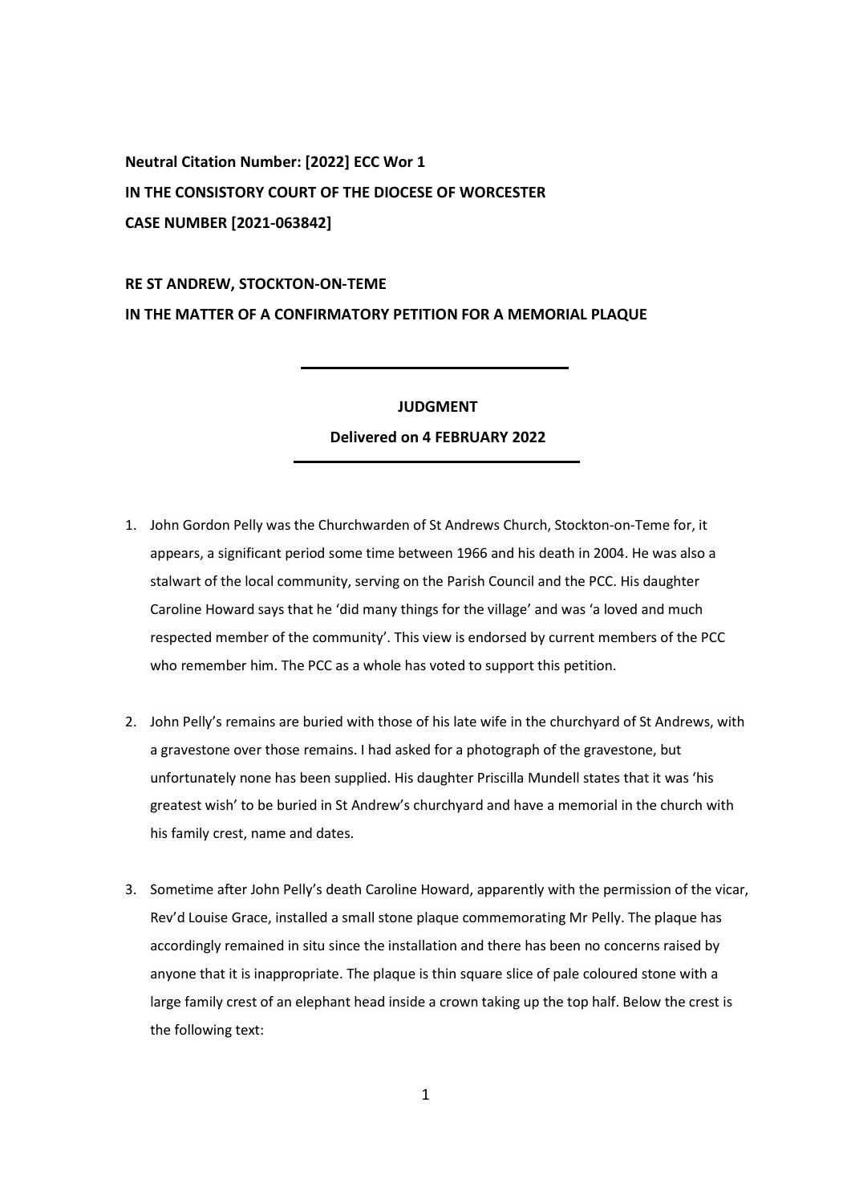**Neutral Citation Number: [2022] ECC Wor 1**

**IN THE CONSISTORY COURT OF THE DIOCESE OF WORCESTER**

**CASE NUMBER [2021-063842]**

**RE ST ANDREW, STOCKTON-ON-TEME**

**IN THE MATTER OF A CONFIRMATORY PETITION FOR A MEMORIAL PLAQUE**

---

**JUDGMENT**

**Delivered on 4 FEBRUARY 2022**

---

1. John Gordon Pelly was the Churchwarden of St Andrews Church, Stockton-on-Teme for, it appears, a significant period some time between 1966 and his death in 2004. He was also a stalwart of the local community, serving on the Parish Council and the PCC. His daughter Caroline Howard says that he 'did many things for the village' and was 'a loved and much respected member of the community'. This view is endorsed by current members of the PCC who remember him. The PCC as a whole has voted to support this petition.

2. John Pelly's remains are buried with those of his late wife in the churchyard of St Andrews, with a gravestone over those remains. I had asked for a photograph of the gravestone, but unfortunately none has been supplied. His daughter Priscilla Mundell states that it was 'his greatest wish' to be buried in St Andrew's churchyard and have a memorial in the church with his family crest, name and dates.

3. Sometime after John Pelly's death Caroline Howard, apparently with the permission of the vicar, Rev'd Louise Grace, installed a small stone plaque commemorating Mr Pelly. The plaque has accordingly remained in situ since the installation and there has been no concerns raised by anyone that it is inappropriate. The plaque is thin square slice of pale coloured stone with a large family crest of an elephant head inside a crown taking up the top half. Below the crest is the following text: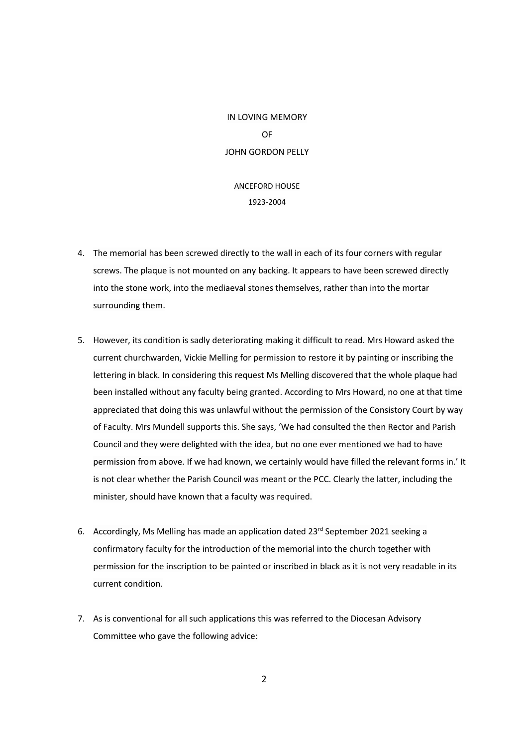IN LOVING MEMORY

OF

JOHN GORDON PELLY

ANCEFORD HOUSE

1923-2004

4. The memorial has been screwed directly to the wall in each of its four corners with regular screws. The plaque is not mounted on any backing. It appears to have been screwed directly into the stone work, into the mediaeval stones themselves, rather than into the mortar surrounding them.

5. However, its condition is sadly deteriorating making it difficult to read. Mrs Howard asked the current churchwarden, Vickie Melling for permission to restore it by painting or inscribing the lettering in black. In considering this request Ms Melling discovered that the whole plaque had been installed without any faculty being granted. According to Mrs Howard, no one at that time appreciated that doing this was unlawful without the permission of the Consistory Court by way of Faculty. Mrs Mundell supports this. She says, 'We had consulted the then Rector and Parish Council and they were delighted with the idea, but no one ever mentioned we had to have permission from above. If we had known, we certainly would have filled the relevant forms in.' It is not clear whether the Parish Council was meant or the PCC. Clearly the latter, including the minister, should have known that a faculty was required.

6. Accordingly, Ms Melling has made an application dated 23rd September 2021 seeking a confirmatory faculty for the introduction of the memorial into the church together with permission for the inscription to be painted or inscribed in black as it is not very readable in its current condition.

7. As is conventional for all such applications this was referred to the Diocesan Advisory Committee who gave the following advice: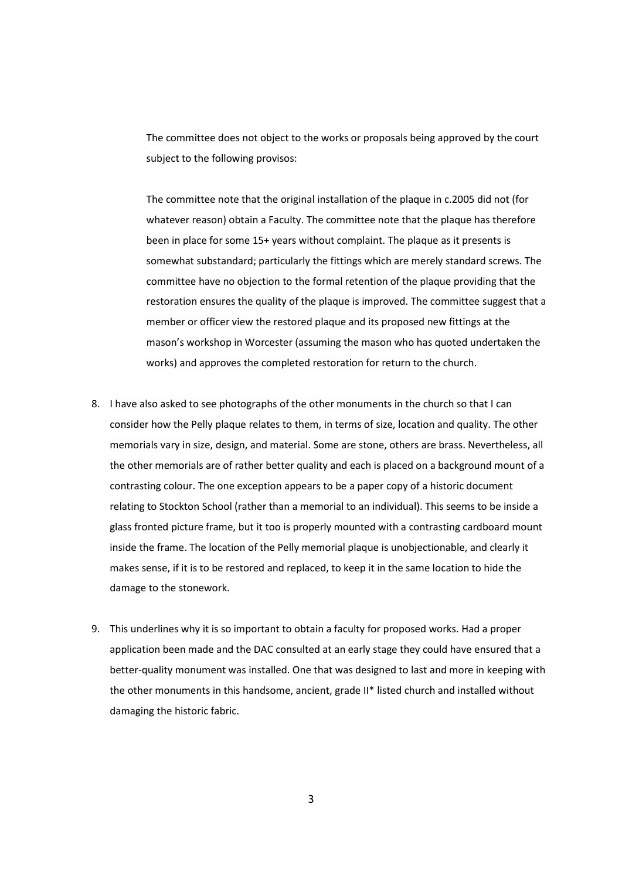> The committee does not object to the works or proposals being approved by the court subject to the following provisos:
>
> The committee note that the original installation of the plaque in c.2005 did not (for whatever reason) obtain a Faculty. The committee note that the plaque has therefore been in place for some 15+ years without complaint. The plaque as it presents is somewhat substandard; particularly the fittings which are merely standard screws. The committee have no objection to the formal retention of the plaque providing that the restoration ensures the quality of the plaque is improved. The committee suggest that a member or officer view the restored plaque and its proposed new fittings at the mason's workshop in Worcester (assuming the mason who has quoted undertaken the works) and approves the completed restoration for return to the church.

8. I have also asked to see photographs of the other monuments in the church so that I can consider how the Pelly plaque relates to them, in terms of size, location and quality. The other memorials vary in size, design, and material. Some are stone, others are brass. Nevertheless, all the other memorials are of rather better quality and each is placed on a background mount of a contrasting colour. The one exception appears to be a paper copy of a historic document relating to Stockton School (rather than a memorial to an individual). This seems to be inside a glass fronted picture frame, but it too is properly mounted with a contrasting cardboard mount inside the frame. The location of the Pelly memorial plaque is unobjectionable, and clearly it makes sense, if it is to be restored and replaced, to keep it in the same location to hide the damage to the stonework.

9. This underlines why it is so important to obtain a faculty for proposed works. Had a proper application been made and the DAC consulted at an early stage they could have ensured that a better-quality monument was installed. One that was designed to last and more in keeping with the other monuments in this handsome, ancient, grade II* listed church and installed without damaging the historic fabric.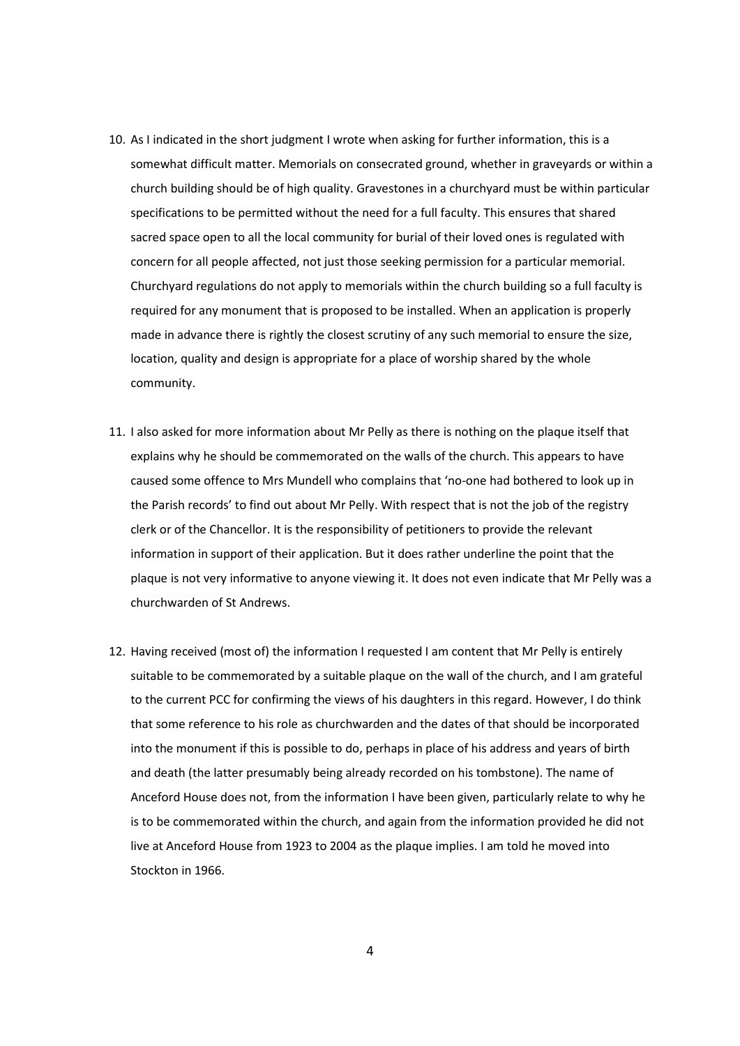10. As I indicated in the short judgment I wrote when asking for further information, this is a somewhat difficult matter. Memorials on consecrated ground, whether in graveyards or within a church building should be of high quality. Gravestones in a churchyard must be within particular specifications to be permitted without the need for a full faculty. This ensures that shared sacred space open to all the local community for burial of their loved ones is regulated with concern for all people affected, not just those seeking permission for a particular memorial. Churchyard regulations do not apply to memorials within the church building so a full faculty is required for any monument that is proposed to be installed. When an application is properly made in advance there is rightly the closest scrutiny of any such memorial to ensure the size, location, quality and design is appropriate for a place of worship shared by the whole community.

11. I also asked for more information about Mr Pelly as there is nothing on the plaque itself that explains why he should be commemorated on the walls of the church. This appears to have caused some offence to Mrs Mundell who complains that 'no-one had bothered to look up in the Parish records' to find out about Mr Pelly. With respect that is not the job of the registry clerk or of the Chancellor. It is the responsibility of petitioners to provide the relevant information in support of their application. But it does rather underline the point that the plaque is not very informative to anyone viewing it. It does not even indicate that Mr Pelly was a churchwarden of St Andrews.

12. Having received (most of) the information I requested I am content that Mr Pelly is entirely suitable to be commemorated by a suitable plaque on the wall of the church, and I am grateful to the current PCC for confirming the views of his daughters in this regard. However, I do think that some reference to his role as churchwarden and the dates of that should be incorporated into the monument if this is possible to do, perhaps in place of his address and years of birth and death (the latter presumably being already recorded on his tombstone). The name of Anceford House does not, from the information I have been given, particularly relate to why he is to be commemorated within the church, and again from the information provided he did not live at Anceford House from 1923 to 2004 as the plaque implies. I am told he moved into Stockton in 1966.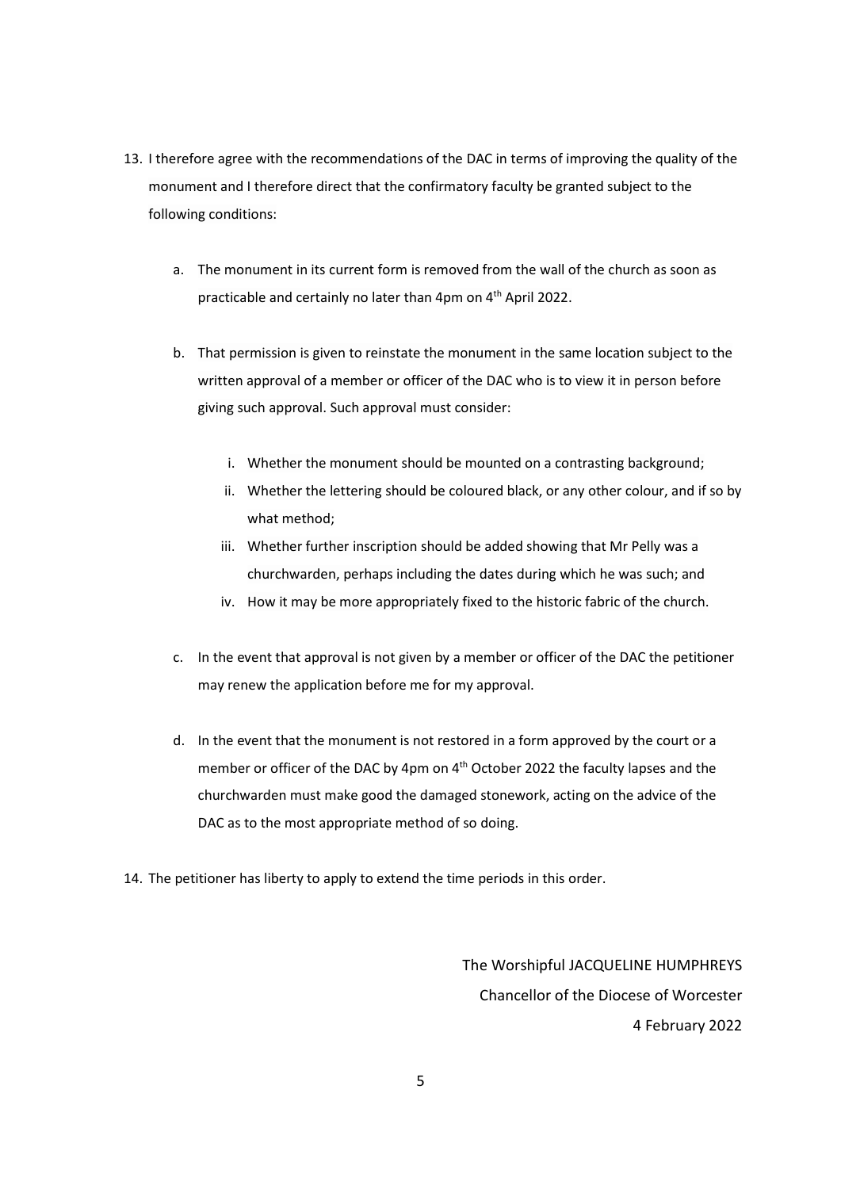13. I therefore agree with the recommendations of the DAC in terms of improving the quality of the monument and I therefore direct that the confirmatory faculty be granted subject to the following conditions:

    a. The monument in its current form is removed from the wall of the church as soon as practicable and certainly no later than 4pm on 4th April 2022.

    b. That permission is given to reinstate the monument in the same location subject to the written approval of a member or officer of the DAC who is to view it in person before giving such approval. Such approval must consider:

        i. Whether the monument should be mounted on a contrasting background;
        ii. Whether the lettering should be coloured black, or any other colour, and if so by what method;
        iii. Whether further inscription should be added showing that Mr Pelly was a churchwarden, perhaps including the dates during which he was such; and
        iv. How it may be more appropriately fixed to the historic fabric of the church.

    c. In the event that approval is not given by a member or officer of the DAC the petitioner may renew the application before me for my approval.

    d. In the event that the monument is not restored in a form approved by the court or a member or officer of the DAC by 4pm on 4th October 2022 the faculty lapses and the churchwarden must make good the damaged stonework, acting on the advice of the DAC as to the most appropriate method of so doing.

14. The petitioner has liberty to apply to extend the time periods in this order.

The Worshipful JACQUELINE HUMPHREYS

Chancellor of the Diocese of Worcester

4 February 2022